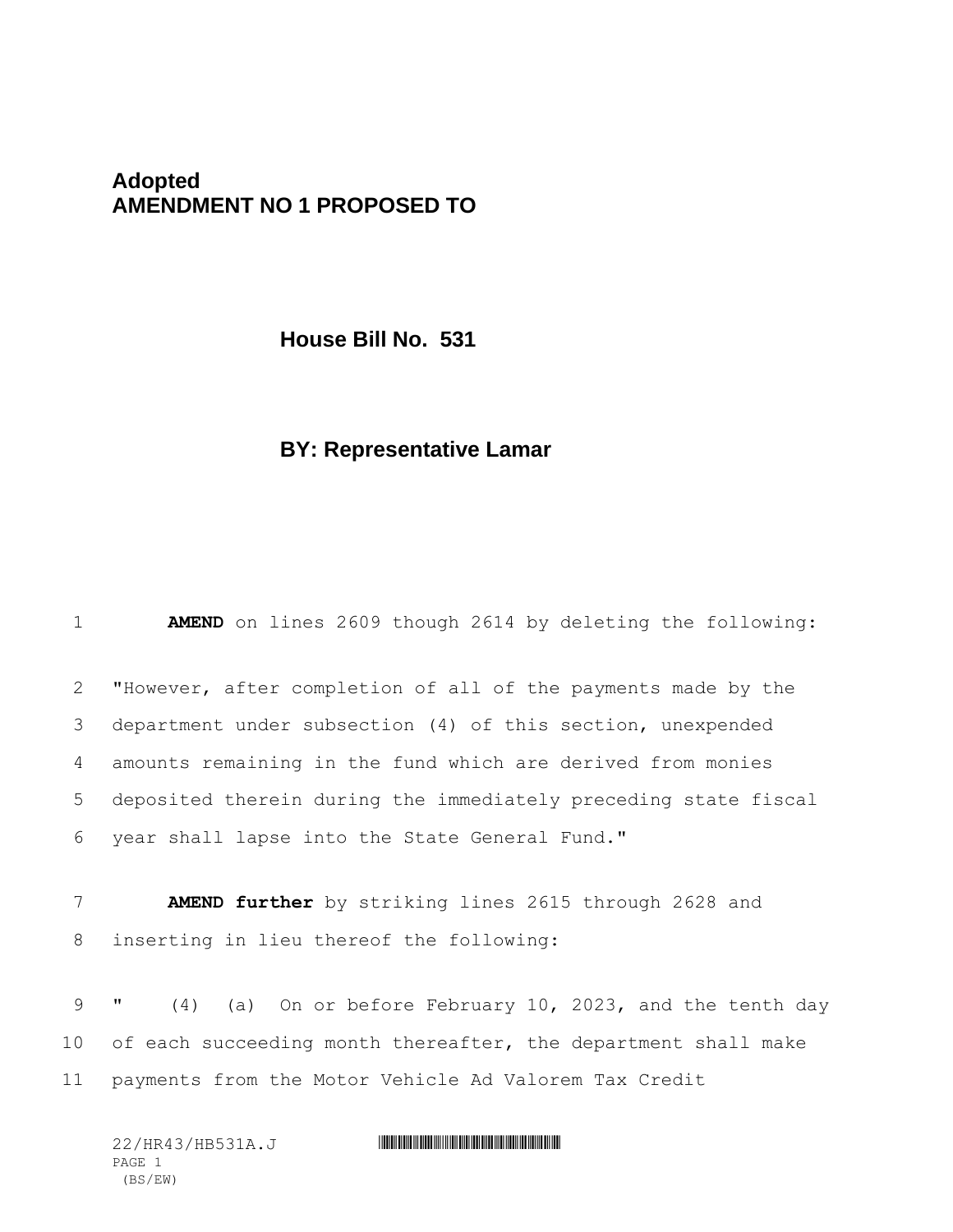**Adopted**
**AMENDMENT NO 1 PROPOSED TO**

**House Bill No. 531**

**BY: Representative Lamar**

1 **AMEND** on lines 2609 though 2614 by deleting the following:

2 "However, after completion of all of the payments made by the
3 department under subsection (4) of this section, unexpended
4 amounts remaining in the fund which are derived from monies
5 deposited therein during the immediately preceding state fiscal
6 year shall lapse into the State General Fund."

7 **AMEND further** by striking lines 2615 through 2628 and
8 inserting in lieu thereof the following:

9 " (4) (a) On or before February 10, 2023, and the tenth day
10 of each succeeding month thereafter, the department shall make
11 payments from the Motor Vehicle Ad Valorem Tax Credit

22/HR43/HB531A.J
(BS/EW)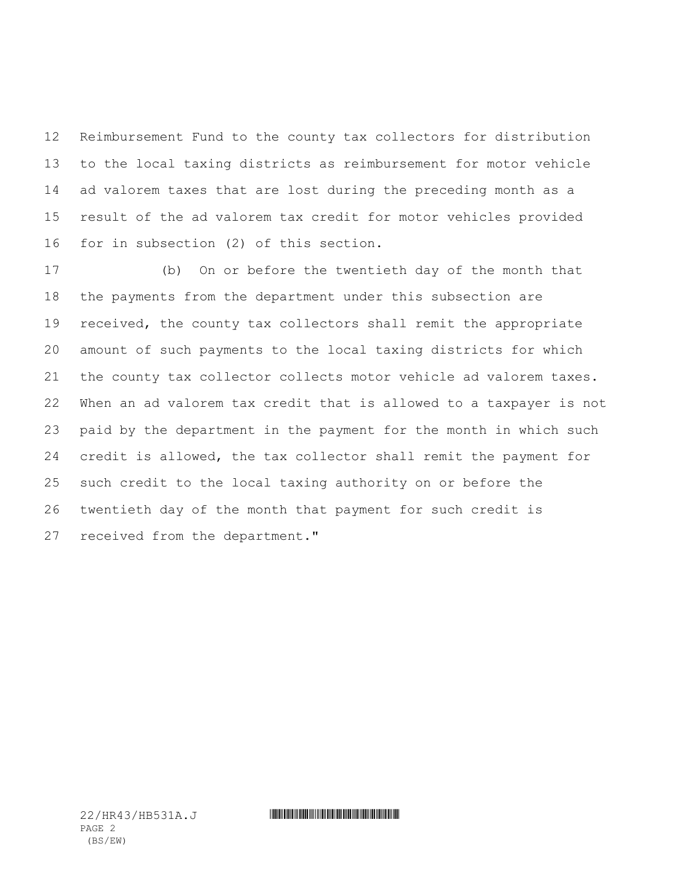Reimbursement Fund to the county tax collectors for distribution to the local taxing districts as reimbursement for motor vehicle ad valorem taxes that are lost during the preceding month as a result of the ad valorem tax credit for motor vehicles provided for in subsection (2) of this section.

(b) On or before the twentieth day of the month that the payments from the department under this subsection are received, the county tax collectors shall remit the appropriate amount of such payments to the local taxing districts for which the county tax collector collects motor vehicle ad valorem taxes. When an ad valorem tax credit that is allowed to a taxpayer is not paid by the department in the payment for the month in which such credit is allowed, the tax collector shall remit the payment for such credit to the local taxing authority on or before the twentieth day of the month that payment for such credit is received from the department."